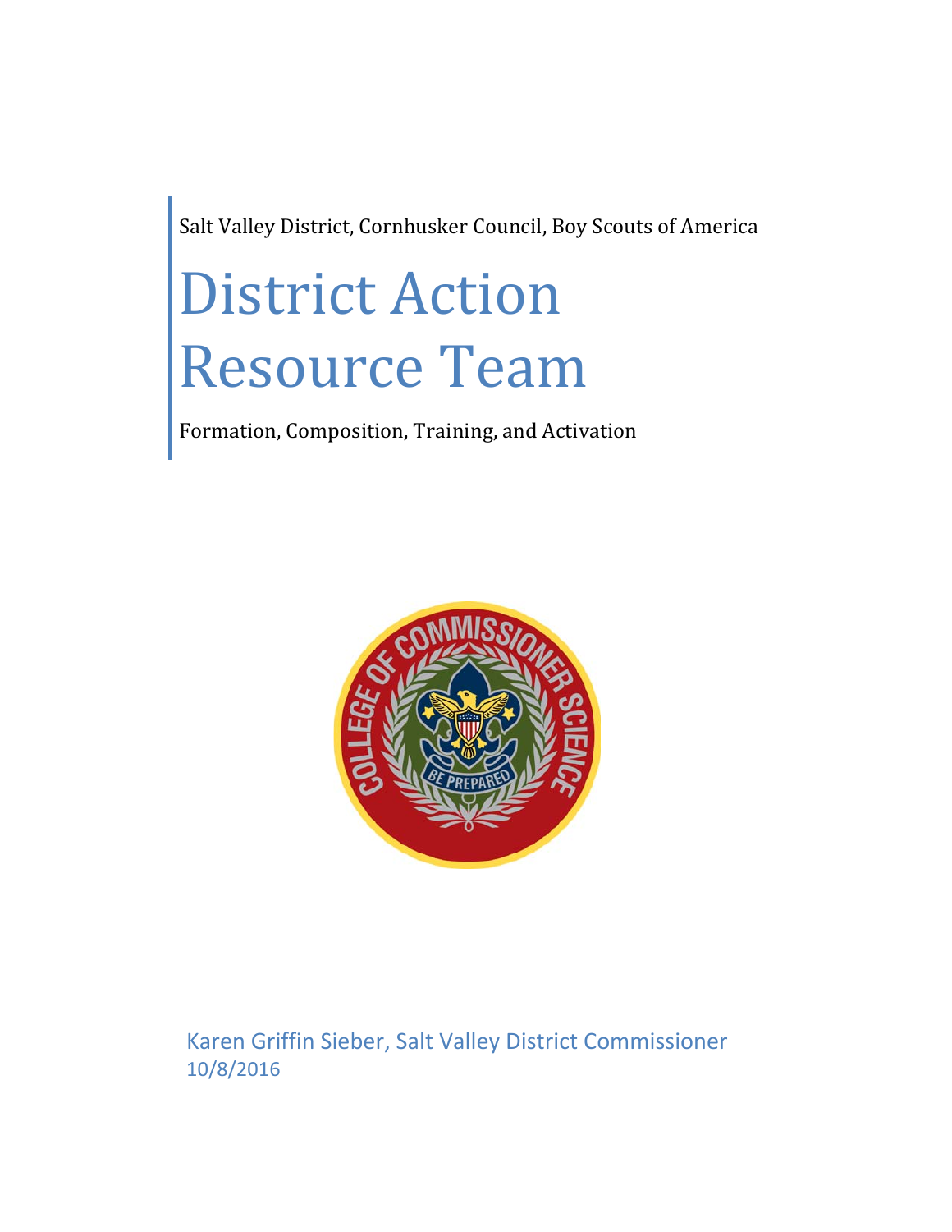Salt Valley District, Cornhusker Council, Boy Scouts of America

# District Action Resource Team

Formation, Composition, Training, and Activation

Karen Griffin Sieber, Salt Valley District Commissioner

10/8/2016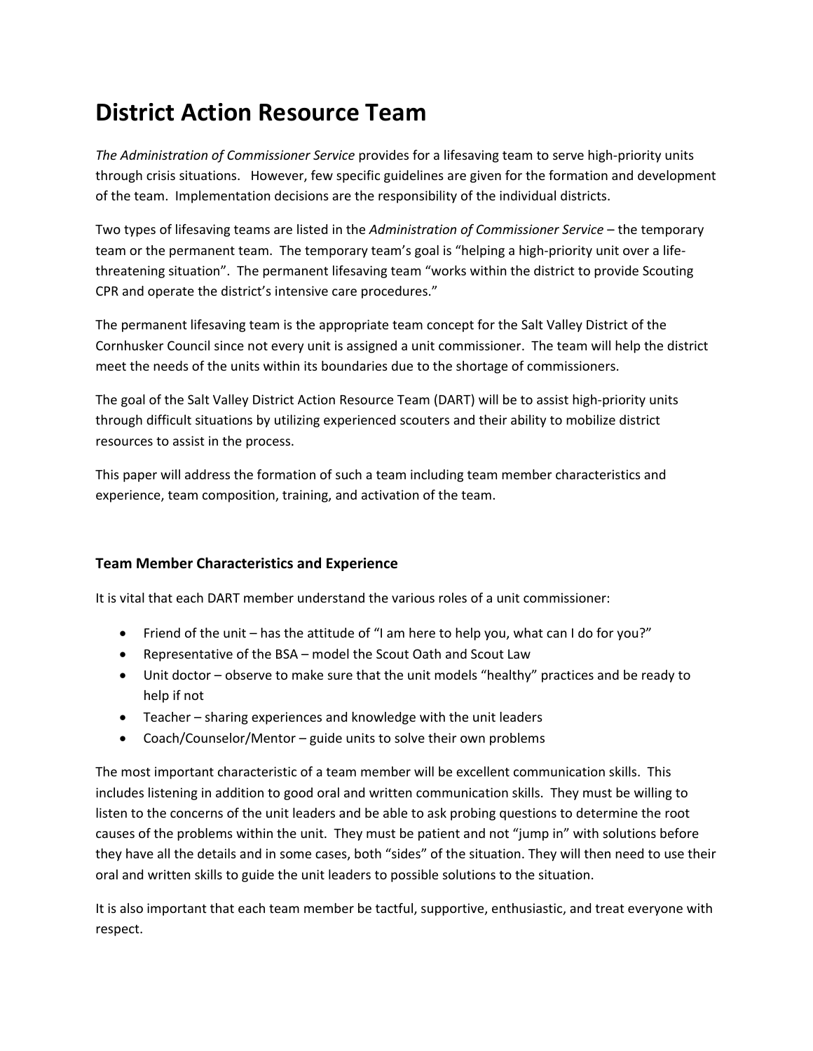# District Action Resource Team

*The Administration of Commissioner Service* provides for a lifesaving team to serve high-priority units through crisis situations. However, few specific guidelines are given for the formation and development of the team. Implementation decisions are the responsibility of the individual districts.

Two types of lifesaving teams are listed in the *Administration of Commissioner Service* – the temporary team or the permanent team. The temporary team's goal is "helping a high-priority unit over a life-threatening situation". The permanent lifesaving team "works within the district to provide Scouting CPR and operate the district's intensive care procedures."

The permanent lifesaving team is the appropriate team concept for the Salt Valley District of the Cornhusker Council since not every unit is assigned a unit commissioner. The team will help the district meet the needs of the units within its boundaries due to the shortage of commissioners.

The goal of the Salt Valley District Action Resource Team (DART) will be to assist high-priority units through difficult situations by utilizing experienced scouters and their ability to mobilize district resources to assist in the process.

This paper will address the formation of such a team including team member characteristics and experience, team composition, training, and activation of the team.

### Team Member Characteristics and Experience

It is vital that each DART member understand the various roles of a unit commissioner:

- Friend of the unit – has the attitude of "I am here to help you, what can I do for you?"
- Representative of the BSA – model the Scout Oath and Scout Law
- Unit doctor – observe to make sure that the unit models "healthy" practices and be ready to help if not
- Teacher – sharing experiences and knowledge with the unit leaders
- Coach/Counselor/Mentor – guide units to solve their own problems

The most important characteristic of a team member will be excellent communication skills. This includes listening in addition to good oral and written communication skills. They must be willing to listen to the concerns of the unit leaders and be able to ask probing questions to determine the root causes of the problems within the unit. They must be patient and not "jump in" with solutions before they have all the details and in some cases, both "sides" of the situation. They will then need to use their oral and written skills to guide the unit leaders to possible solutions to the situation.

It is also important that each team member be tactful, supportive, enthusiastic, and treat everyone with respect.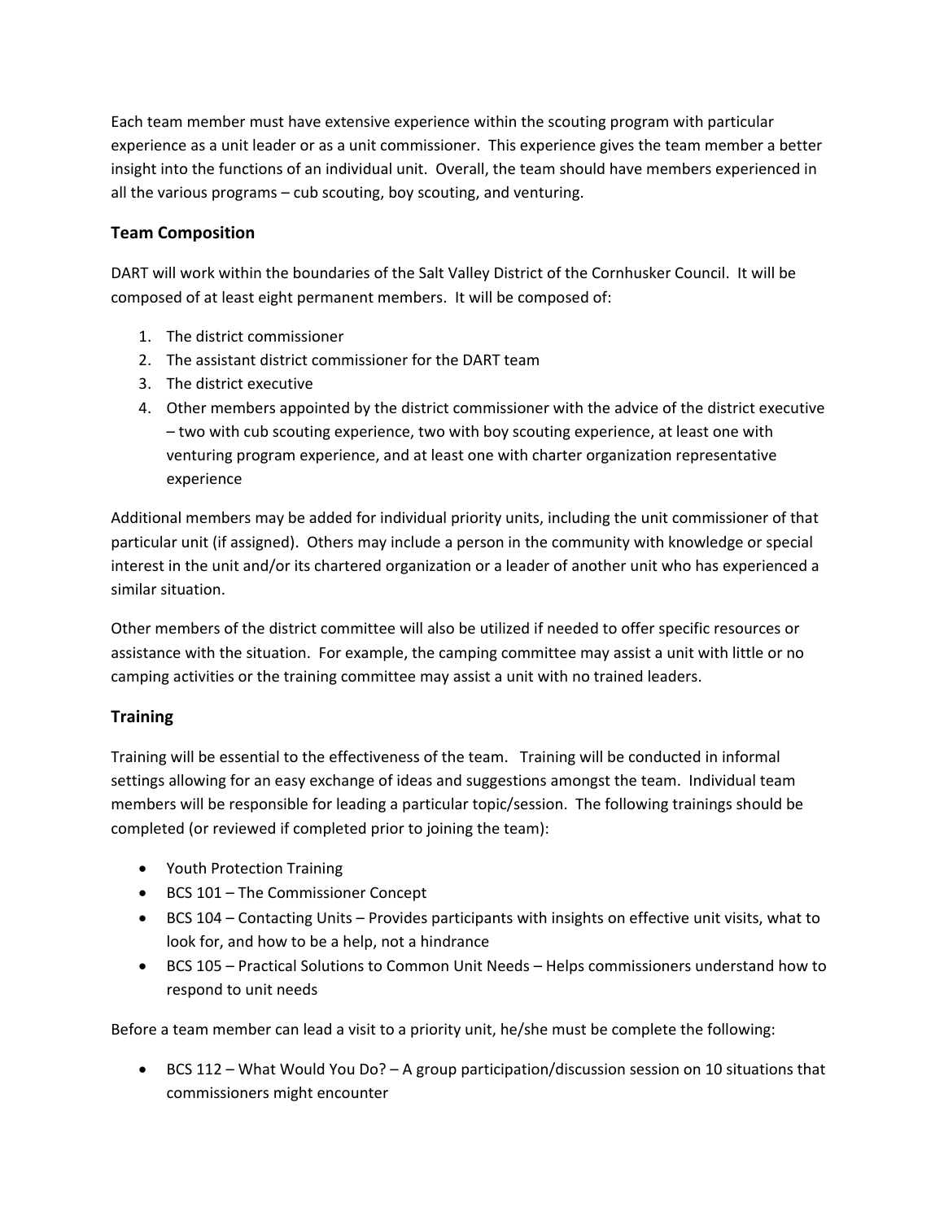Each team member must have extensive experience within the scouting program with particular experience as a unit leader or as a unit commissioner. This experience gives the team member a better insight into the functions of an individual unit. Overall, the team should have members experienced in all the various programs – cub scouting, boy scouting, and venturing.

### Team Composition

DART will work within the boundaries of the Salt Valley District of the Cornhusker Council. It will be composed of at least eight permanent members. It will be composed of:

1. The district commissioner
2. The assistant district commissioner for the DART team
3. The district executive
4. Other members appointed by the district commissioner with the advice of the district executive – two with cub scouting experience, two with boy scouting experience, at least one with venturing program experience, and at least one with charter organization representative experience

Additional members may be added for individual priority units, including the unit commissioner of that particular unit (if assigned). Others may include a person in the community with knowledge or special interest in the unit and/or its chartered organization or a leader of another unit who has experienced a similar situation.

Other members of the district committee will also be utilized if needed to offer specific resources or assistance with the situation. For example, the camping committee may assist a unit with little or no camping activities or the training committee may assist a unit with no trained leaders.

### Training

Training will be essential to the effectiveness of the team. Training will be conducted in informal settings allowing for an easy exchange of ideas and suggestions amongst the team. Individual team members will be responsible for leading a particular topic/session. The following trainings should be completed (or reviewed if completed prior to joining the team):

- Youth Protection Training
- BCS 101 – The Commissioner Concept
- BCS 104 – Contacting Units – Provides participants with insights on effective unit visits, what to look for, and how to be a help, not a hindrance
- BCS 105 – Practical Solutions to Common Unit Needs – Helps commissioners understand how to respond to unit needs

Before a team member can lead a visit to a priority unit, he/she must be complete the following:

- BCS 112 – What Would You Do? – A group participation/discussion session on 10 situations that commissioners might encounter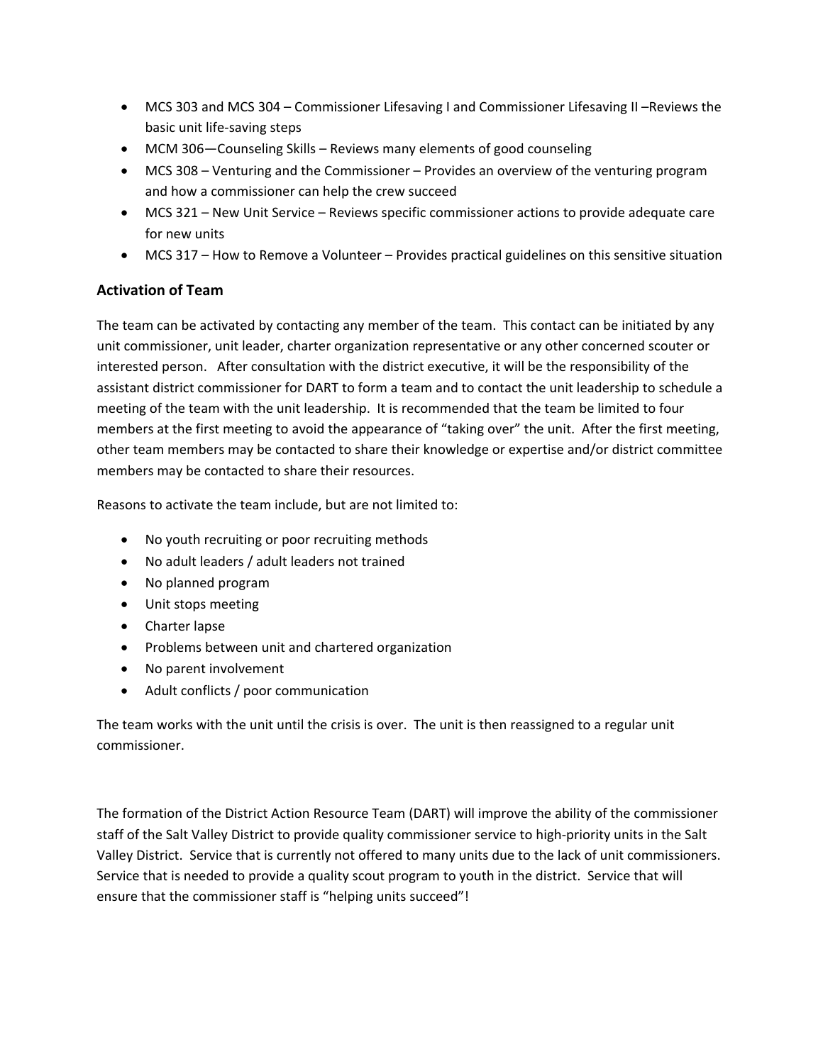- MCS 303 and MCS 304 – Commissioner Lifesaving I and Commissioner Lifesaving II –Reviews the basic unit life-saving steps
- MCM 306—Counseling Skills – Reviews many elements of good counseling
- MCS 308 – Venturing and the Commissioner – Provides an overview of the venturing program and how a commissioner can help the crew succeed
- MCS 321 – New Unit Service – Reviews specific commissioner actions to provide adequate care for new units
- MCS 317 – How to Remove a Volunteer – Provides practical guidelines on this sensitive situation

### Activation of Team

The team can be activated by contacting any member of the team. This contact can be initiated by any unit commissioner, unit leader, charter organization representative or any other concerned scouter or interested person. After consultation with the district executive, it will be the responsibility of the assistant district commissioner for DART to form a team and to contact the unit leadership to schedule a meeting of the team with the unit leadership. It is recommended that the team be limited to four members at the first meeting to avoid the appearance of "taking over" the unit. After the first meeting, other team members may be contacted to share their knowledge or expertise and/or district committee members may be contacted to share their resources.

Reasons to activate the team include, but are not limited to:

- No youth recruiting or poor recruiting methods
- No adult leaders / adult leaders not trained
- No planned program
- Unit stops meeting
- Charter lapse
- Problems between unit and chartered organization
- No parent involvement
- Adult conflicts / poor communication

The team works with the unit until the crisis is over. The unit is then reassigned to a regular unit commissioner.

The formation of the District Action Resource Team (DART) will improve the ability of the commissioner staff of the Salt Valley District to provide quality commissioner service to high-priority units in the Salt Valley District. Service that is currently not offered to many units due to the lack of unit commissioners. Service that is needed to provide a quality scout program to youth in the district. Service that will ensure that the commissioner staff is "helping units succeed"!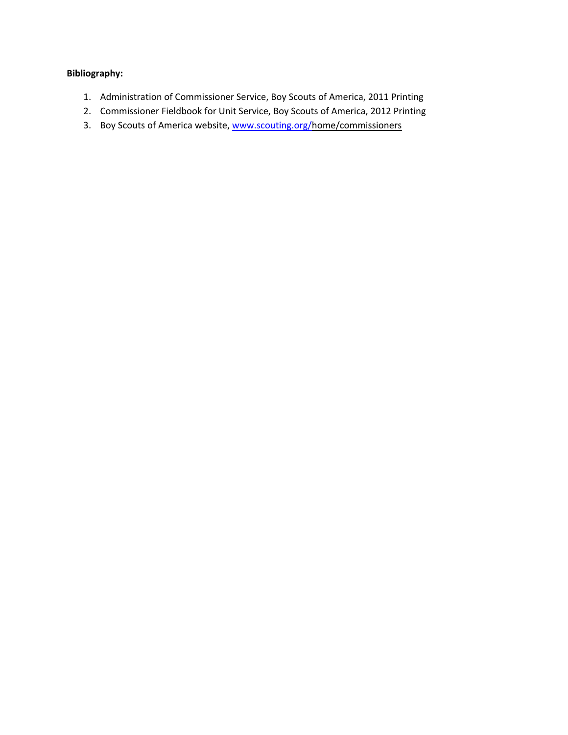**Bibliography:**

1. Administration of Commissioner Service, Boy Scouts of America, 2011 Printing
2. Commissioner Fieldbook for Unit Service, Boy Scouts of America, 2012 Printing
3. Boy Scouts of America website, www.scouting.org/home/commissioners